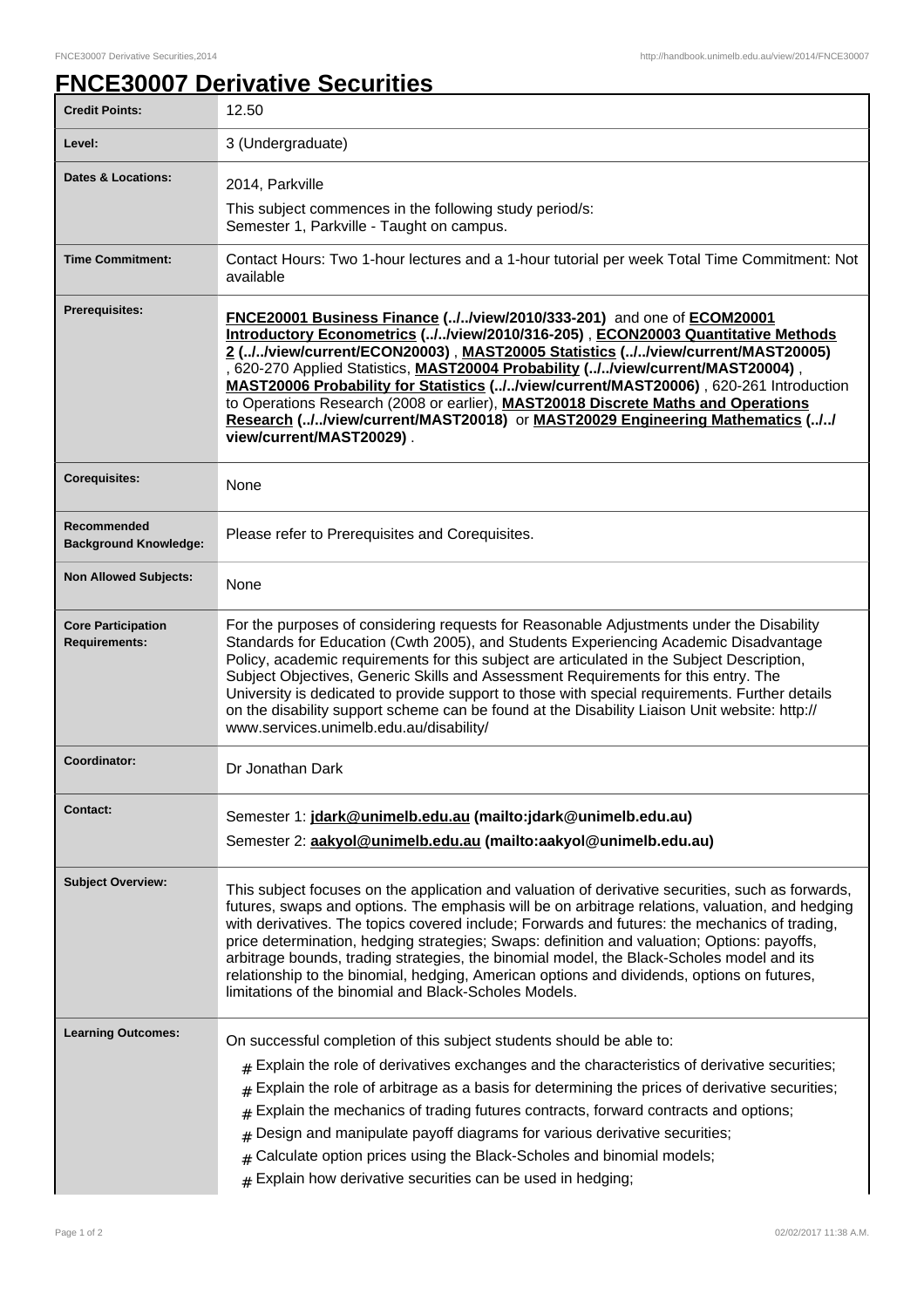# FNCE30007 Derivative Securities

| | |
|---|---|
| **Credit Points:** | 12.50 |
| **Level:** | 3 (Undergraduate) |
| **Dates & Locations:** | 2014, Parkville<br>This subject commences in the following study period/s:<br>Semester 1, Parkville - Taught on campus. |
| **Time Commitment:** | Contact Hours: Two 1-hour lectures and a 1-hour tutorial per week Total Time Commitment: Not available |
| **Prerequisites:** | **FNCE20001 Business Finance (../../view/2010/333-201)** and one of **ECOM20001 Introductory Econometrics (../../view/2010/316-205)** , **ECON20003 Quantitative Methods 2 (../../view/current/ECON20003)** , **MAST20005 Statistics (../../view/current/MAST20005)** , 620-270 Applied Statistics, **MAST20004 Probability (../../view/current/MAST20004)** , **MAST20006 Probability for Statistics (../../view/current/MAST20006)** , 620-261 Introduction to Operations Research (2008 or earlier), **MAST20018 Discrete Maths and Operations Research (../../view/current/MAST20018)** or **MAST20029 Engineering Mathematics (../../view/current/MAST20029)** . |
| **Corequisites:** | None |
| **Recommended Background Knowledge:** | Please refer to Prerequisites and Corequisites. |
| **Non Allowed Subjects:** | None |
| **Core Participation Requirements:** | For the purposes of considering requests for Reasonable Adjustments under the Disability Standards for Education (Cwth 2005), and Students Experiencing Academic Disadvantage Policy, academic requirements for this subject are articulated in the Subject Description, Subject Objectives, Generic Skills and Assessment Requirements for this entry. The University is dedicated to provide support to those with special requirements. Further details on the disability support scheme can be found at the Disability Liaison Unit website: http://www.services.unimelb.edu.au/disability/ |
| **Coordinator:** | Dr Jonathan Dark |
| **Contact:** | Semester 1: **jdark@unimelb.edu.au (mailto:jdark@unimelb.edu.au)**<br>Semester 2: **aakyol@unimelb.edu.au (mailto:aakyol@unimelb.edu.au)** |
| **Subject Overview:** | This subject focuses on the application and valuation of derivative securities, such as forwards, futures, swaps and options. The emphasis will be on arbitrage relations, valuation, and hedging with derivatives. The topics covered include; Forwards and futures: the mechanics of trading, price determination, hedging strategies; Swaps: definition and valuation; Options: payoffs, arbitrage bounds, trading strategies, the binomial model, the Black-Scholes model and its relationship to the binomial, hedging, American options and dividends, options on futures, limitations of the binomial and Black-Scholes Models. |
| **Learning Outcomes:** | On successful completion of this subject students should be able to:<br># Explain the role of derivatives exchanges and the characteristics of derivative securities;<br># Explain the role of arbitrage as a basis for determining the prices of derivative securities;<br># Explain the mechanics of trading futures contracts, forward contracts and options;<br># Design and manipulate payoff diagrams for various derivative securities;<br># Calculate option prices using the Black-Scholes and binomial models;<br># Explain how derivative securities can be used in hedging; |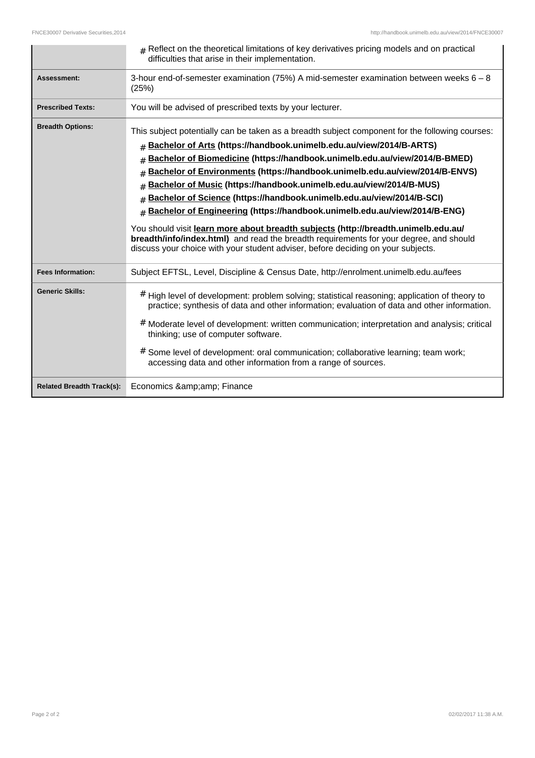| | |
|---|---|
| | # Reflect on the theoretical limitations of key derivatives pricing models and on practical difficulties that arise in their implementation. |
| **Assessment:** | 3-hour end-of-semester examination (75%) A mid-semester examination between weeks 6 – 8 (25%) |
| **Prescribed Texts:** | You will be advised of prescribed texts by your lecturer. |
| **Breadth Options:** | This subject potentially can be taken as a breadth subject component for the following courses:<br># **Bachelor of Arts (https://handbook.unimelb.edu.au/view/2014/B-ARTS)**<br># **Bachelor of Biomedicine (https://handbook.unimelb.edu.au/view/2014/B-BMED)**<br># **Bachelor of Environments (https://handbook.unimelb.edu.au/view/2014/B-ENVS)**<br># **Bachelor of Music (https://handbook.unimelb.edu.au/view/2014/B-MUS)**<br># **Bachelor of Science (https://handbook.unimelb.edu.au/view/2014/B-SCI)**<br># **Bachelor of Engineering (https://handbook.unimelb.edu.au/view/2014/B-ENG)**<br>You should visit **learn more about breadth subjects (http://breadth.unimelb.edu.au/breadth/info/index.html)** and read the breadth requirements for your degree, and should discuss your choice with your student adviser, before deciding on your subjects. |
| **Fees Information:** | Subject EFTSL, Level, Discipline & Census Date, http://enrolment.unimelb.edu.au/fees |
| **Generic Skills:** | # High level of development: problem solving; statistical reasoning; application of theory to practice; synthesis of data and other information; evaluation of data and other information.<br># Moderate level of development: written communication; interpretation and analysis; critical thinking; use of computer software.<br># Some level of development: oral communication; collaborative learning; team work; accessing data and other information from a range of sources. |
| **Related Breadth Track(s):** | Economics &amp;amp; Finance |